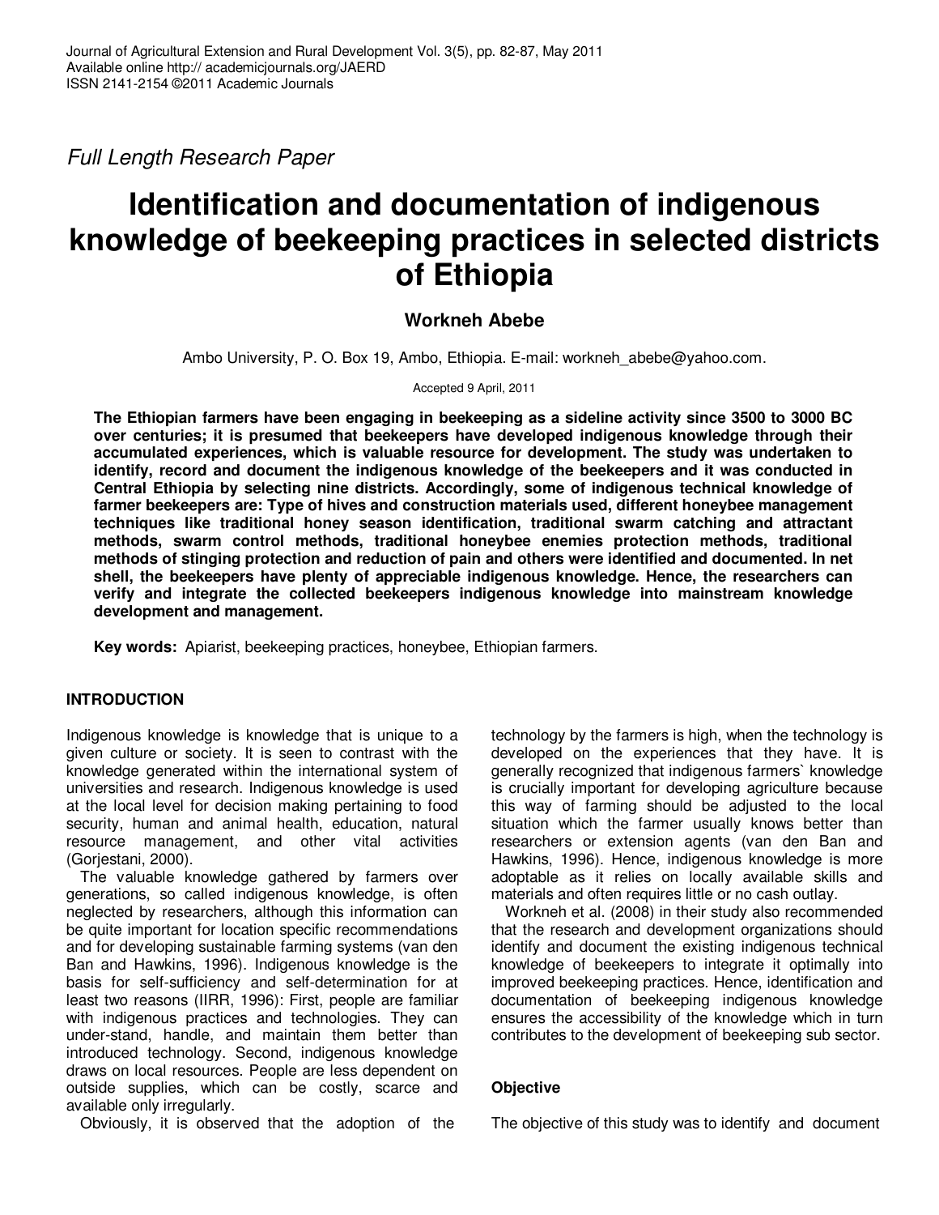*Full Length Research Paper*

# Identification and documentation of indigenous knowledge of beekeeping practices in selected districts of Ethiopia

**Workneh Abebe**

Ambo University, P. O. Box 19, Ambo, Ethiopia. E-mail: workneh_abebe@yahoo.com.

Accepted 9 April, 2011

**The Ethiopian farmers have been engaging in beekeeping as a sideline activity since 3500 to 3000 BC over centuries; it is presumed that beekeepers have developed indigenous knowledge through their accumulated experiences, which is valuable resource for development. The study was undertaken to identify, record and document the indigenous knowledge of the beekeepers and it was conducted in Central Ethiopia by selecting nine districts. Accordingly, some of indigenous technical knowledge of farmer beekeepers are: Type of hives and construction materials used, different honeybee management techniques like traditional honey season identification, traditional swarm catching and attractant methods, swarm control methods, traditional honeybee enemies protection methods, traditional methods of stinging protection and reduction of pain and others were identified and documented. In net shell, the beekeepers have plenty of appreciable indigenous knowledge. Hence, the researchers can verify and integrate the collected beekeepers indigenous knowledge into mainstream knowledge development and management.**

**Key words:** Apiarist, beekeeping practices, honeybee, Ethiopian farmers.

## INTRODUCTION

Indigenous knowledge is knowledge that is unique to a given culture or society. It is seen to contrast with the knowledge generated within the international system of universities and research. Indigenous knowledge is used at the local level for decision making pertaining to food security, human and animal health, education, natural resource management, and other vital activities (Gorjestani, 2000).

The valuable knowledge gathered by farmers over generations, so called indigenous knowledge, is often neglected by researchers, although this information can be quite important for location specific recommendations and for developing sustainable farming systems (van den Ban and Hawkins, 1996). Indigenous knowledge is the basis for self-sufficiency and self-determination for at least two reasons (IIRR, 1996): First, people are familiar with indigenous practices and technologies. They can under-stand, handle, and maintain them better than introduced technology. Second, indigenous knowledge draws on local resources. People are less dependent on outside supplies, which can be costly, scarce and available only irregularly.

Obviously, it is observed that the adoption of the technology by the farmers is high, when the technology is developed on the experiences that they have. It is generally recognized that indigenous farmers` knowledge is crucially important for developing agriculture because this way of farming should be adjusted to the local situation which the farmer usually knows better than researchers or extension agents (van den Ban and Hawkins, 1996). Hence, indigenous knowledge is more adoptable as it relies on locally available skills and materials and often requires little or no cash outlay.

Workneh et al. (2008) in their study also recommended that the research and development organizations should identify and document the existing indigenous technical knowledge of beekeepers to integrate it optimally into improved beekeeping practices. Hence, identification and documentation of beekeeping indigenous knowledge ensures the accessibility of the knowledge which in turn contributes to the development of beekeeping sub sector.

### Objective

The objective of this study was to identify and document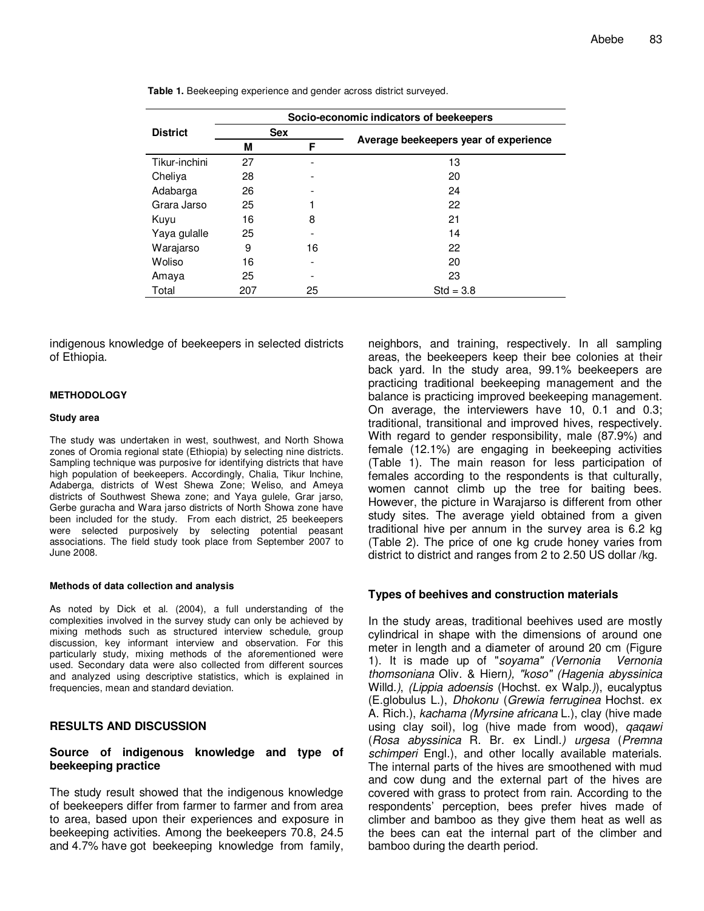**Table 1.** Beekeeping experience and gender across district surveyed.

| District | Socio-economic indicators of beekeepers | | |
|---|---|---|---|
| | Sex | | Average beekeepers year of experience |
| | M | F | |
| Tikur-inchini | 27 | - | 13 |
| Cheliya | 28 | - | 20 |
| Adabarga | 26 | - | 24 |
| Grara Jarso | 25 | 1 | 22 |
| Kuyu | 16 | 8 | 21 |
| Yaya gulalle | 25 | - | 14 |
| Warajarso | 9 | 16 | 22 |
| Woliso | 16 | - | 20 |
| Amaya | 25 | - | 23 |
| Total | 207 | 25 | Std = 3.8 |

indigenous knowledge of beekeepers in selected districts of Ethiopia.

## METHODOLOGY

### Study area

The study was undertaken in west, southwest, and North Showa zones of Oromia regional state (Ethiopia) by selecting nine districts. Sampling technique was purposive for identifying districts that have high population of beekeepers. Accordingly, Chalia, Tikur Inchine, Adaberga, districts of West Shewa Zone; Weliso, and Ameya districts of Southwest Shewa zone; and Yaya gulele, Grar jarso, Gerbe guracha and Wara jarso districts of North Showa zone have been included for the study. From each district, 25 beekeepers were selected purposively by selecting potential peasant associations. The field study took place from September 2007 to June 2008.

### Methods of data collection and analysis

As noted by Dick et al. (2004), a full understanding of the complexities involved in the survey study can only be achieved by mixing methods such as structured interview schedule, group discussion, key informant interview and observation. For this particularly study, mixing methods of the aforementioned were used. Secondary data were also collected from different sources and analyzed using descriptive statistics, which is explained in frequencies, mean and standard deviation.

## RESULTS AND DISCUSSION

### Source of indigenous knowledge and type of beekeeping practice

The study result showed that the indigenous knowledge of beekeepers differ from farmer to farmer and from area to area, based upon their experiences and exposure in beekeeping activities. Among the beekeepers 70.8, 24.5 and 4.7% have got beekeeping knowledge from family, neighbors, and training, respectively. In all sampling areas, the beekeepers keep their bee colonies at their back yard. In the study area, 99.1% beekeepers are practicing traditional beekeeping management and the balance is practicing improved beekeeping management. On average, the interviewers have 10, 0.1 and 0.3; traditional, transitional and improved hives, respectively. With regard to gender responsibility, male (87.9%) and female (12.1%) are engaging in beekeeping activities (Table 1). The main reason for less participation of females according to the respondents is that culturally, women cannot climb up the tree for baiting bees. However, the picture in Warajarso is different from other study sites. The average yield obtained from a given traditional hive per annum in the survey area is 6.2 kg (Table 2). The price of one kg crude honey varies from district to district and ranges from 2 to 2.50 US dollar /kg.

### Types of beehives and construction materials

In the study areas, traditional beehives used are mostly cylindrical in shape with the dimensions of around one meter in length and a diameter of around 20 cm (Figure 1). It is made up of "*soyama" (Vernonia Vernonia thomsoniana* Oliv. & Hiern*), "koso" (Hagenia abyssinica* Willd.*)*, *(Lippia adoensis* (Hochst. ex Walp.*)*), eucalyptus (E.globulus L.), *Dhokonu* (*Grewia ferruginea* Hochst. ex A. Rich.), *kachama (Myrsine africana* L.), clay (hive made using clay soil), log (hive made from wood), *qaqawi* (*Rosa abyssinica* R. Br. ex Lindl.*) urgesa* (*Premna schimperi* Engl.), and other locally available materials. The internal parts of the hives are smoothened with mud and cow dung and the external part of the hives are covered with grass to protect from rain. According to the respondents' perception, bees prefer hives made of climber and bamboo as they give them heat as well as the bees can eat the internal part of the climber and bamboo during the dearth period.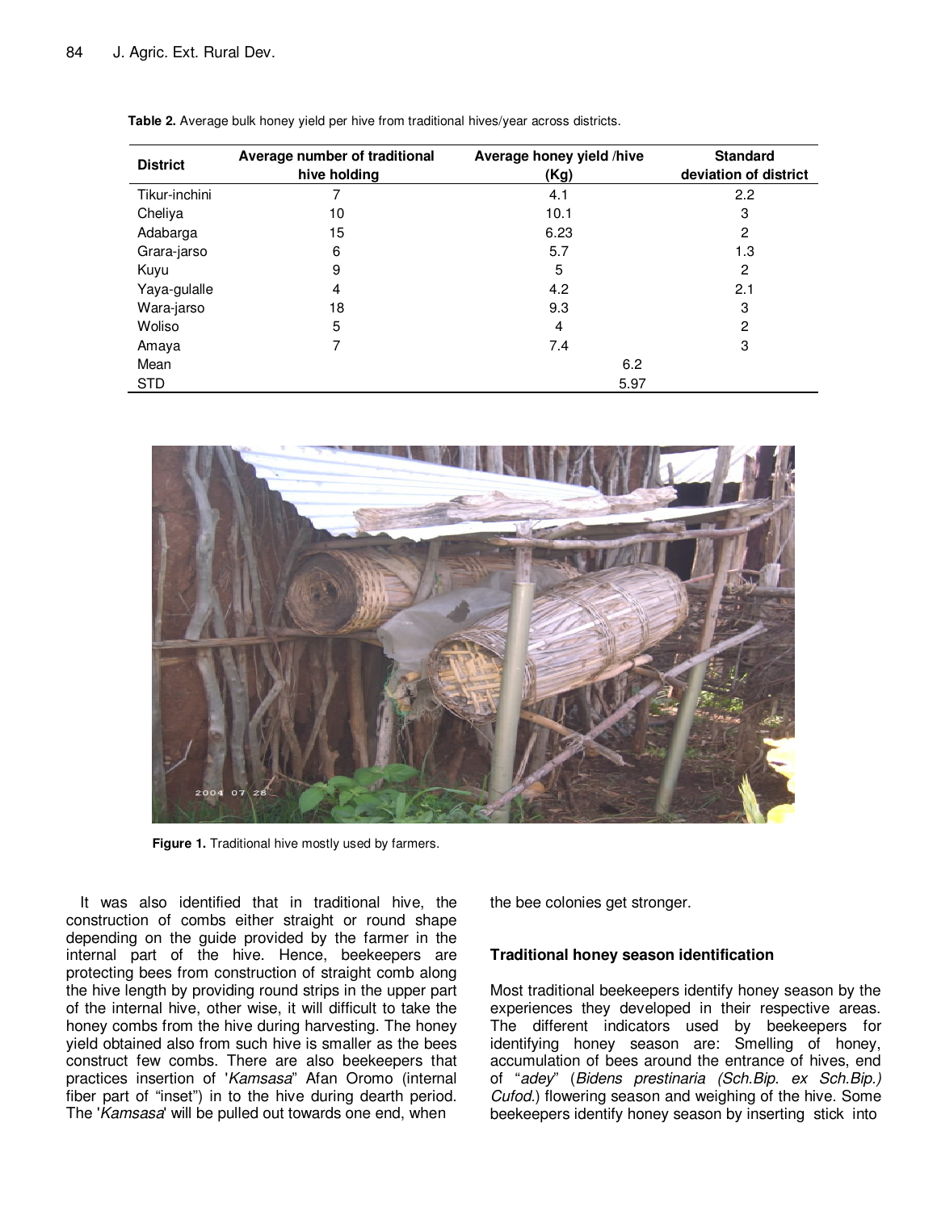**Table 2.** Average bulk honey yield per hive from traditional hives/year across districts.

| District | Average number of traditional hive holding | Average honey yield /hive (Kg) | Standard deviation of district |
|---|---|---|---|
| Tikur-inchini | 7 | 4.1 | 2.2 |
| Cheliya | 10 | 10.1 | 3 |
| Adabarga | 15 | 6.23 | 2 |
| Grara-jarso | 6 | 5.7 | 1.3 |
| Kuyu | 9 | 5 | 2 |
| Yaya-gulalle | 4 | 4.2 | 2.1 |
| Wara-jarso | 18 | 9.3 | 3 |
| Woliso | 5 | 4 | 2 |
| Amaya | 7 | 7.4 | 3 |
| Mean | | 6.2 | |
| STD | | 5.97 | |

**Figure 1.** Traditional hive mostly used by farmers.

It was also identified that in traditional hive, the construction of combs either straight or round shape depending on the guide provided by the farmer in the internal part of the hive. Hence, beekeepers are protecting bees from construction of straight comb along the hive length by providing round strips in the upper part of the internal hive, other wise, it will difficult to take the honey combs from the hive during harvesting. The honey yield obtained also from such hive is smaller as the bees construct few combs. There are also beekeepers that practices insertion of '*Kamsasa*" Afan Oromo (internal fiber part of "inset") in to the hive during dearth period. The '*Kamsasa*' will be pulled out towards one end, when the bee colonies get stronger.

### Traditional honey season identification

Most traditional beekeepers identify honey season by the experiences they developed in their respective areas. The different indicators used by beekeepers for identifying honey season are: Smelling of honey, accumulation of bees around the entrance of hives, end of "*adey*" (*Bidens prestinaria (Sch.Bip. ex Sch.Bip.) Cufod.*) flowering season and weighing of the hive. Some beekeepers identify honey season by inserting stick into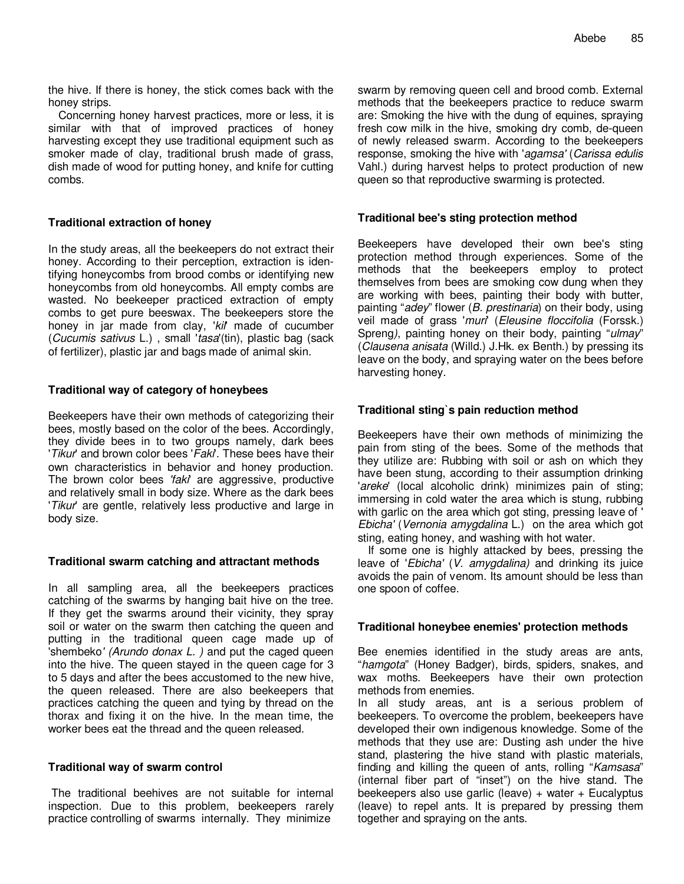the hive. If there is honey, the stick comes back with the honey strips.

Concerning honey harvest practices, more or less, it is similar with that of improved practices of honey harvesting except they use traditional equipment such as smoker made of clay, traditional brush made of grass, dish made of wood for putting honey, and knife for cutting combs.

### Traditional extraction of honey

In the study areas, all the beekeepers do not extract their honey. According to their perception, extraction is identifying honeycombs from brood combs or identifying new honeycombs from old honeycombs. All empty combs are wasted. No beekeeper practiced extraction of empty combs to get pure beeswax. The beekeepers store the honey in jar made from clay, '*kil*' made of cucumber (*Cucumis sativus* L.) , small '*tasa*'(tin), plastic bag (sack of fertilizer), plastic jar and bags made of animal skin.

### Traditional way of category of honeybees

Beekeepers have their own methods of categorizing their bees, mostly based on the color of the bees. Accordingly, they divide bees in to two groups namely, dark bees '*Tikur*' and brown color bees '*Faki*'. These bees have their own characteristics in behavior and honey production. The brown color bees *'faki'* are aggressive, productive and relatively small in body size. Where as the dark bees '*Tikur*' are gentle, relatively less productive and large in body size.

### Traditional swarm catching and attractant methods

In all sampling area, all the beekeepers practices catching of the swarms by hanging bait hive on the tree. If they get the swarms around their vicinity, they spray soil or water on the swarm then catching the queen and putting in the traditional queen cage made up of 'shembeko*' (Arundo donax L. )* and put the caged queen into the hive. The queen stayed in the queen cage for 3 to 5 days and after the bees accustomed to the new hive, the queen released. There are also beekeepers that practices catching the queen and tying by thread on the thorax and fixing it on the hive. In the mean time, the worker bees eat the thread and the queen released.

### Traditional way of swarm control

The traditional beehives are not suitable for internal inspection. Due to this problem, beekeepers rarely practice controlling of swarms internally. They minimize swarm by removing queen cell and brood comb. External methods that the beekeepers practice to reduce swarm are: Smoking the hive with the dung of equines, spraying fresh cow milk in the hive, smoking dry comb, de-queen of newly released swarm. According to the beekeepers response, smoking the hive with '*agamsa'* (*Carissa edulis* Vahl.) during harvest helps to protect production of new queen so that reproductive swarming is protected.

### Traditional bee's sting protection method

Beekeepers have developed their own bee's sting protection method through experiences. Some of the methods that the beekeepers employ to protect themselves from bees are smoking cow dung when they are working with bees, painting their body with butter, painting "*adey*" flower (*B. prestinaria*) on their body, using veil made of grass '*muri*' (*Eleusine floccifolia* (Forssk.) Spreng*)*, painting honey on their body, painting "*ulmay*" (*Clausena anisata* (Willd.) J.Hk. ex Benth.) by pressing its leave on the body, and spraying water on the bees before harvesting honey.

### Traditional sting`s pain reduction method

Beekeepers have their own methods of minimizing the pain from sting of the bees. Some of the methods that they utilize are: Rubbing with soil or ash on which they have been stung, according to their assumption drinking '*areke*' (local alcoholic drink) minimizes pain of sting; immersing in cold water the area which is stung, rubbing with garlic on the area which got sting, pressing leave of '*Ebicha'* (*Vernonia amygdalina* L.) on the area which got sting, eating honey, and washing with hot water.

If some one is highly attacked by bees, pressing the leave of '*Ebicha*' (*V. amygdalina)* and drinking its juice avoids the pain of venom. Its amount should be less than one spoon of coffee.

### Traditional honeybee enemies' protection methods

Bee enemies identified in the study areas are ants, "*hamgota*" (Honey Badger), birds, spiders, snakes, and wax moths. Beekeepers have their own protection methods from enemies.

In all study areas, ant is a serious problem of beekeepers. To overcome the problem, beekeepers have developed their own indigenous knowledge. Some of the methods that they use are: Dusting ash under the hive stand, plastering the hive stand with plastic materials, finding and killing the queen of ants, rolling "*Kamsasa*" (internal fiber part of "inset") on the hive stand. The beekeepers also use garlic (leave) + water + Eucalyptus (leave) to repel ants. It is prepared by pressing them together and spraying on the ants.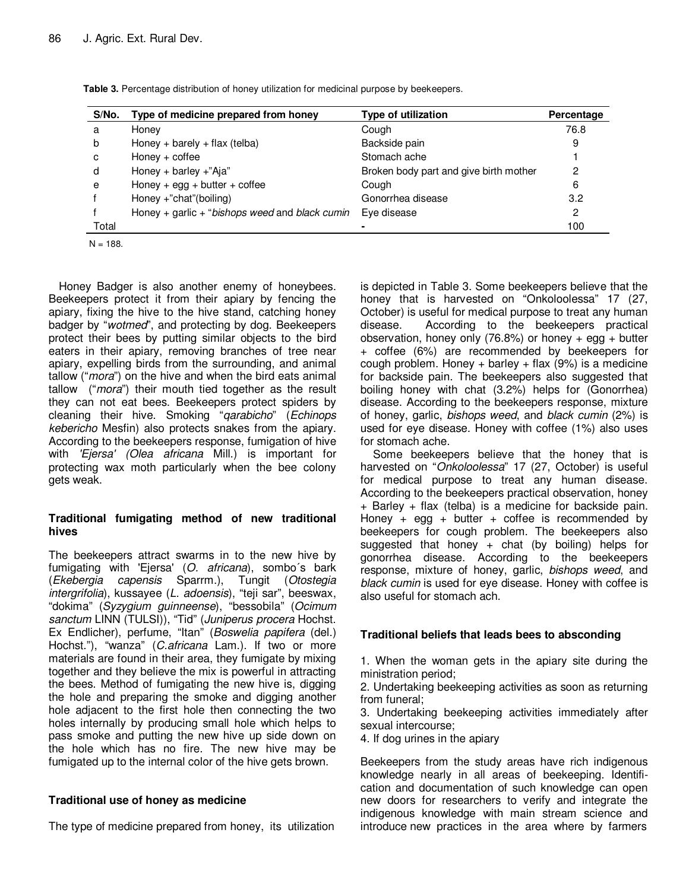**Table 3.** Percentage distribution of honey utilization for medicinal purpose by beekeepers.

| S/No. | Type of medicine prepared from honey | Type of utilization | Percentage |
|---|---|---|---|
| a | Honey | Cough | 76.8 |
| b | Honey + barely + flax (telba) | Backside pain | 9 |
| c | Honey + coffee | Stomach ache | 1 |
| d | Honey + barley +"Aja" | Broken body part and give birth mother | 2 |
| e | Honey + egg + butter + coffee | Cough | 6 |
| f | Honey +"chat"(boiling) | Gonorrhea disease | 3.2 |
| f | Honey + garlic + "*bishops weed* and *black cumin* | Eye disease | 2 |
| Total | | - | 100 |

N = 188.

Honey Badger is also another enemy of honeybees. Beekeepers protect it from their apiary by fencing the apiary, fixing the hive to the hive stand, catching honey badger by "*wotmed*", and protecting by dog. Beekeepers protect their bees by putting similar objects to the bird eaters in their apiary, removing branches of tree near apiary, expelling birds from the surrounding, and animal tallow ("*mora*") on the hive and when the bird eats animal tallow ("*mora*") their mouth tied together as the result they can not eat bees. Beekeepers protect spiders by cleaning their hive. Smoking "*qarabicho*" (*Echinops kebericho* Mesfin) also protects snakes from the apiary. According to the beekeepers response, fumigation of hive with *'Ejersa' (Olea africana* Mill.) is important for protecting wax moth particularly when the bee colony gets weak.

### Traditional fumigating method of new traditional hives

The beekeepers attract swarms in to the new hive by fumigating with 'Ejersa' (*O. africana*), sombo´s bark (*Ekebergia capensis* Sparrm.), Tungit (*Otostegia intergrifolia*), kussayee (*L. adoensis*), "teji sar", beeswax, "dokima" (*Syzygium guinneense*), "bessobila" (*Ocimum sanctum* LINN (TULSI)), "Tid" (*Juniperus procera* Hochst. Ex Endlicher), perfume, "Itan" (*Boswelia papifera* (del.) Hochst."), "wanza" (*C.africana* Lam.). If two or more materials are found in their area, they fumigate by mixing together and they believe the mix is powerful in attracting the bees. Method of fumigating the new hive is, digging the hole and preparing the smoke and digging another hole adjacent to the first hole then connecting the two holes internally by producing small hole which helps to pass smoke and putting the new hive up side down on the hole which has no fire. The new hive may be fumigated up to the internal color of the hive gets brown.

### Traditional use of honey as medicine

The type of medicine prepared from honey, its utilization is depicted in Table 3. Some beekeepers believe that the honey that is harvested on "Onkoloolessa" 17 (27, October) is useful for medical purpose to treat any human disease. According to the beekeepers practical observation, honey only (76.8%) or honey + egg + butter + coffee (6%) are recommended by beekeepers for cough problem. Honey + barley + flax (9%) is a medicine for backside pain. The beekeepers also suggested that boiling honey with chat (3.2%) helps for (Gonorrhea) disease. According to the beekeepers response, mixture of honey, garlic, *bishops weed*, and *black cumin* (2%) is used for eye disease. Honey with coffee (1%) also uses for stomach ache.

Some beekeepers believe that the honey that is harvested on "*Onkoloolessa*" 17 (27, October) is useful for medical purpose to treat any human disease. According to the beekeepers practical observation, honey + Barley + flax (telba) is a medicine for backside pain. Honey + egg + butter + coffee is recommended by beekeepers for cough problem. The beekeepers also suggested that honey + chat (by boiling) helps for gonorrhea disease. According to the beekeepers response, mixture of honey, garlic, *bishops weed*, and *black cumin* is used for eye disease. Honey with coffee is also useful for stomach ach.

### Traditional beliefs that leads bees to absconding

1. When the woman gets in the apiary site during the ministration period;
2. Undertaking beekeeping activities as soon as returning from funeral;
3. Undertaking beekeeping activities immediately after sexual intercourse;
4. If dog urines in the apiary

Beekeepers from the study areas have rich indigenous knowledge nearly in all areas of beekeeping. Identification and documentation of such knowledge can open new doors for researchers to verify and integrate the indigenous knowledge with main stream science and introduce new practices in the area where by farmers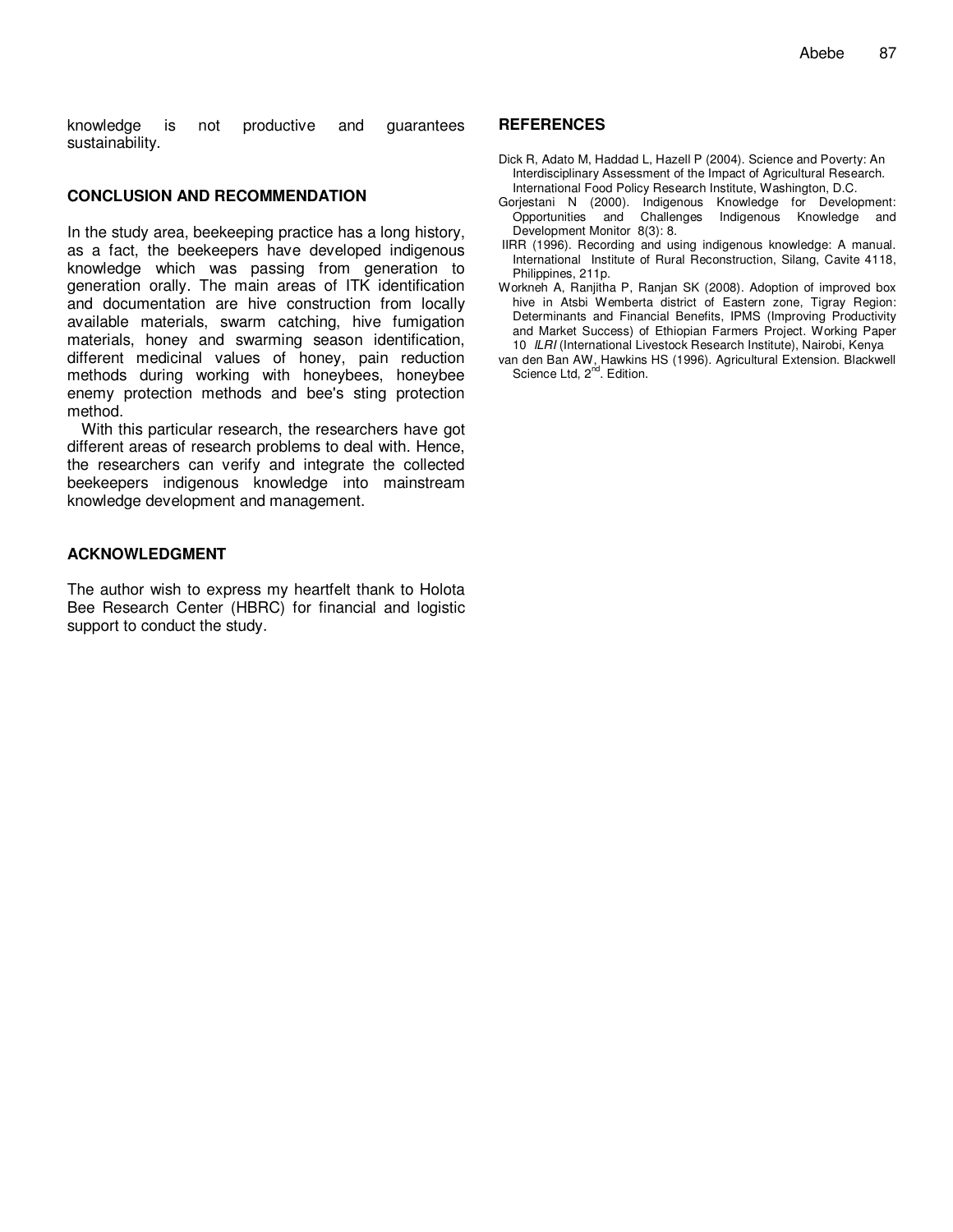knowledge is not productive and guarantees sustainability.

## CONCLUSION AND RECOMMENDATION

In the study area, beekeeping practice has a long history, as a fact, the beekeepers have developed indigenous knowledge which was passing from generation to generation orally. The main areas of ITK identification and documentation are hive construction from locally available materials, swarm catching, hive fumigation materials, honey and swarming season identification, different medicinal values of honey, pain reduction methods during working with honeybees, honeybee enemy protection methods and bee's sting protection method.

With this particular research, the researchers have got different areas of research problems to deal with. Hence, the researchers can verify and integrate the collected beekeepers indigenous knowledge into mainstream knowledge development and management.

## ACKNOWLEDGMENT

The author wish to express my heartfelt thank to Holota Bee Research Center (HBRC) for financial and logistic support to conduct the study.

## REFERENCES

Dick R, Adato M, Haddad L, Hazell P (2004). Science and Poverty: An Interdisciplinary Assessment of the Impact of Agricultural Research. International Food Policy Research Institute, Washington, D.C.

Gorjestani N (2000). Indigenous Knowledge for Development: Opportunities and Challenges Indigenous Knowledge and Development Monitor 8(3): 8.

IIRR (1996). Recording and using indigenous knowledge: A manual. International Institute of Rural Reconstruction, Silang, Cavite 4118, Philippines, 211p.

Workneh A, Ranjitha P, Ranjan SK (2008). Adoption of improved box hive in Atsbi Wemberta district of Eastern zone, Tigray Region: Determinants and Financial Benefits, IPMS (Improving Productivity and Market Success) of Ethiopian Farmers Project. Working Paper 10 *ILRI* (International Livestock Research Institute), Nairobi, Kenya

van den Ban AW, Hawkins HS (1996). Agricultural Extension. Blackwell Science Ltd, 2nd. Edition.